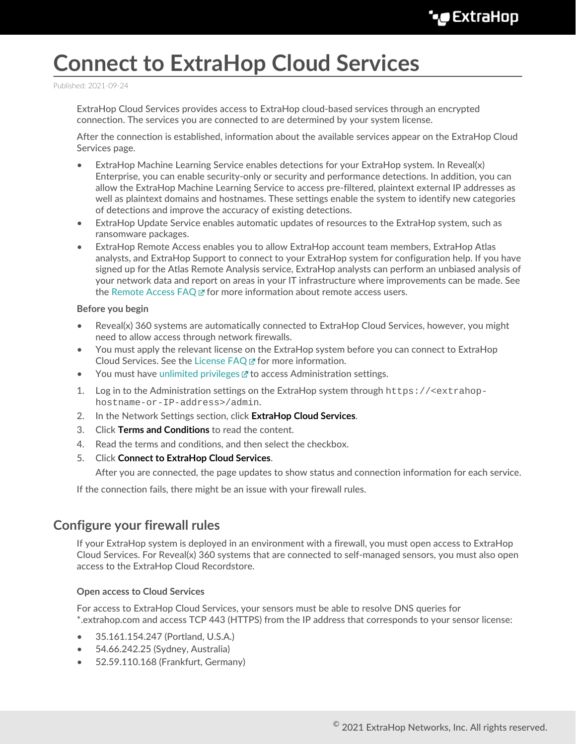# Connect to ExtraHop Cloud Services

Published: 2021-09-24

ExtraHop Cloud Services provides access to ExtraHop cloud-based services through an encrypted connection. The services you are connected to are determined by your system license.

After the connection is established, information about the available services appear on the ExtraHop Cloud Services page.

- ExtraHop Machine Learning Service enables detections for your ExtraHop system. In Reveal(x) Enterprise, you can enable security-only or security and performance detections. In addition, you can allow the ExtraHop Machine Learning Service to access pre-filtered, plaintext external IP addresses as well as plaintext domains and hostnames. These settings enable the system to identify new categories of detections and improve the accuracy of existing detections.
- ExtraHop Update Service enables automatic updates of resources to the ExtraHop system, such as ransomware packages.
- ExtraHop Remote Access enables you to allow ExtraHop account team members, ExtraHop Atlas analysts, and ExtraHop Support to connect to your ExtraHop system for configuration help. If you have signed up for the Atlas Remote Analysis service, ExtraHop analysts can perform an unbiased analysis of your network data and report on areas in your IT infrastructure where improvements can be made. See the Remote Access FAQ for more information about remote access users.

**Before you begin**

- Reveal(x) 360 systems are automatically connected to ExtraHop Cloud Services, however, you might need to allow access through network firewalls.
- You must apply the relevant license on the ExtraHop system before you can connect to ExtraHop Cloud Services. See the License FAQ for more information.
- You must have unlimited privileges to access Administration settings.

1. Log in to the Administration settings on the ExtraHop system through `https://<extrahop-hostname-or-IP-address>/admin`.
2. In the Network Settings section, click **ExtraHop Cloud Services**.
3. Click **Terms and Conditions** to read the content.
4. Read the terms and conditions, and then select the checkbox.
5. Click **Connect to ExtraHop Cloud Services**.

   After you are connected, the page updates to show status and connection information for each service.

If the connection fails, there might be an issue with your firewall rules.

## Configure your firewall rules

If your ExtraHop system is deployed in an environment with a firewall, you must open access to ExtraHop Cloud Services. For Reveal(x) 360 systems that are connected to self-managed sensors, you must also open access to the ExtraHop Cloud Recordstore.

### Open access to Cloud Services

For access to ExtraHop Cloud Services, your sensors must be able to resolve DNS queries for *.extrahop.com and access TCP 443 (HTTPS) from the IP address that corresponds to your sensor license:

- 35.161.154.247 (Portland, U.S.A.)
- 54.66.242.25 (Sydney, Australia)
- 52.59.110.168 (Frankfurt, Germany)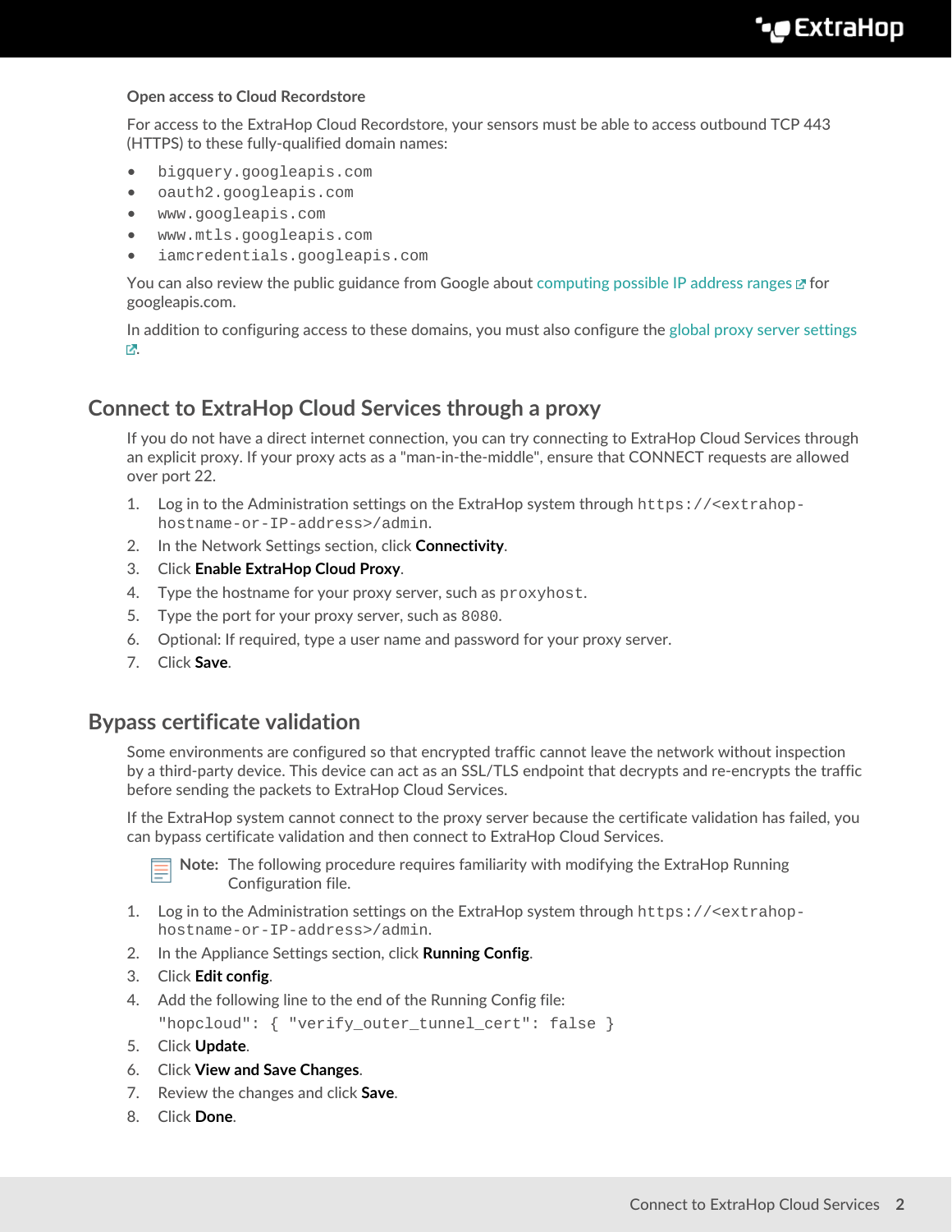**Open access to Cloud Recordstore**

For access to the ExtraHop Cloud Recordstore, your sensors must be able to access outbound TCP 443 (HTTPS) to these fully-qualified domain names:

- `bigquery.googleapis.com`
- `oauth2.googleapis.com`
- `www.googleapis.com`
- `www.mtls.googleapis.com`
- `iamcredentials.googleapis.com`

You can also review the public guidance from Google about computing possible IP address ranges for googleapis.com.

In addition to configuring access to these domains, you must also configure the global proxy server settings.

## Connect to ExtraHop Cloud Services through a proxy

If you do not have a direct internet connection, you can try connecting to ExtraHop Cloud Services through an explicit proxy. If your proxy acts as a "man-in-the-middle", ensure that CONNECT requests are allowed over port 22.

1. Log in to the Administration settings on the ExtraHop system through `https://<extrahop-hostname-or-IP-address>/admin`.
2. In the Network Settings section, click **Connectivity**.
3. Click **Enable ExtraHop Cloud Proxy**.
4. Type the hostname for your proxy server, such as `proxyhost`.
5. Type the port for your proxy server, such as `8080`.
6. Optional: If required, type a user name and password for your proxy server.
7. Click **Save**.

## Bypass certificate validation

Some environments are configured so that encrypted traffic cannot leave the network without inspection by a third-party device. This device can act as an SSL/TLS endpoint that decrypts and re-encrypts the traffic before sending the packets to ExtraHop Cloud Services.

If the ExtraHop system cannot connect to the proxy server because the certificate validation has failed, you can bypass certificate validation and then connect to ExtraHop Cloud Services.

> **Note:** The following procedure requires familiarity with modifying the ExtraHop Running Configuration file.

1. Log in to the Administration settings on the ExtraHop system through `https://<extrahop-hostname-or-IP-address>/admin`.
2. In the Appliance Settings section, click **Running Config**.
3. Click **Edit config**.
4. Add the following line to the end of the Running Config file:
   ```
   "hopcloud": { "verify_outer_tunnel_cert": false }
   ```
5. Click **Update**.
6. Click **View and Save Changes**.
7. Review the changes and click **Save**.
8. Click **Done**.